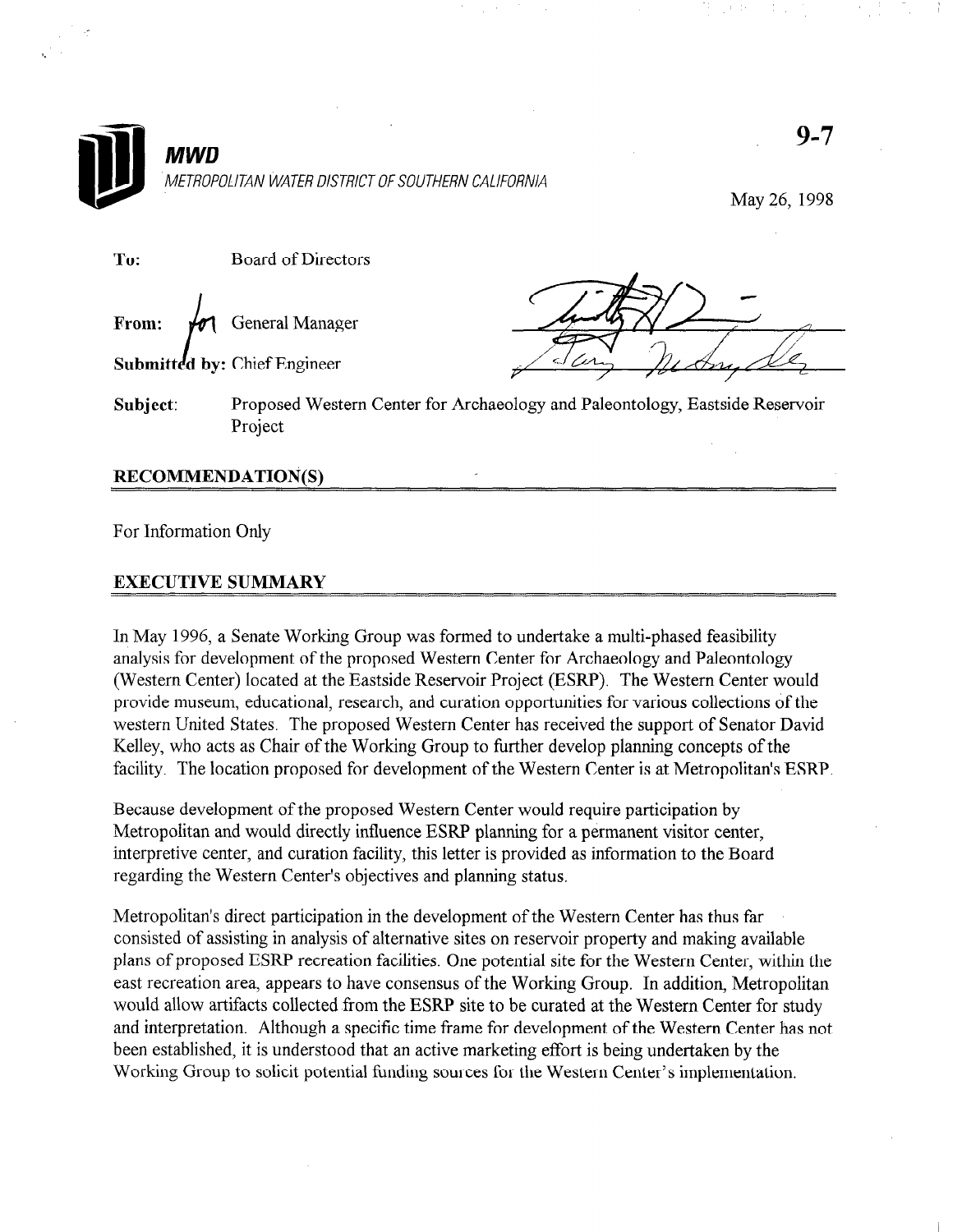**MWD**

*METROPOLITAN WATER DISTRICT OF SOUTHERN CALIFORNIA*

9-7

May 26, 1998

**To:** Board of Directors

**From:** General Manager

**Submitted by:** Chief Engineer

**Subject:** Proposed Western Center for Archaeology and Paleontology, Eastside Reservoir Project

## RECOMMENDATION(S)

For Information Only

## EXECUTIVE SUMMARY

In May 1996, a Senate Working Group was formed to undertake a multi-phased feasibility analysis for development of the proposed Western Center for Archaeology and Paleontology (Western Center) located at the Eastside Reservoir Project (ESRP). The Western Center would provide museum, educational, research, and curation opportunities for various collections of the western United States. The proposed Western Center has received the support of Senator David Kelley, who acts as Chair of the Working Group to further develop planning concepts of the facility. The location proposed for development of the Western Center is at Metropolitan's ESRP.

Because development of the proposed Western Center would require participation by Metropolitan and would directly influence ESRP planning for a permanent visitor center, interpretive center, and curation facility, this letter is provided as information to the Board regarding the Western Center's objectives and planning status.

Metropolitan's direct participation in the development of the Western Center has thus far consisted of assisting in analysis of alternative sites on reservoir property and making available plans of proposed ESRP recreation facilities. One potential site for the Western Center, within the east recreation area, appears to have consensus of the Working Group. In addition, Metropolitan would allow artifacts collected from the ESRP site to be curated at the Western Center for study and interpretation. Although a specific time frame for development of the Western Center has not been established, it is understood that an active marketing effort is being undertaken by the Working Group to solicit potential funding sources for the Western Center's implementation.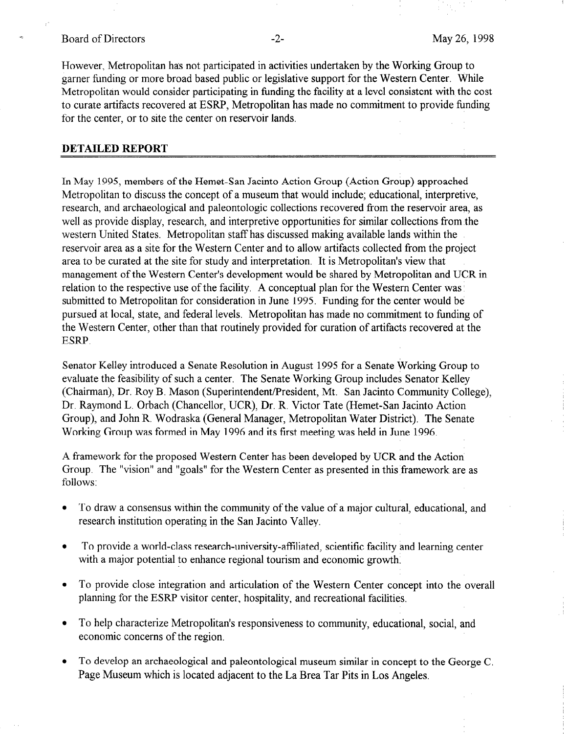However, Metropolitan has not participated in activities undertaken by the Working Group to garner funding or more broad based public or legislative support for the Western Center. While Metropolitan would consider participating in funding the facility at a level consistent with the cost to curate artifacts recovered at ESRP, Metropolitan has made no commitment to provide funding for the center, or to site the center on reservoir lands.

## DETAILED REPORT

In May 1995, members of the Hemet-San Jacinto Action Group (Action Group) approached Metropolitan to discuss the concept of a museum that would include; educational, interpretive, research, and archaeological and paleontologic collections recovered from the reservoir area, as well as provide display, research, and interpretive opportunities for similar collections from the western United States. Metropolitan staff has discussed making available lands within the reservoir area as a site for the Western Center and to allow artifacts collected from the project area to be curated at the site for study and interpretation. It is Metropolitan's view that management of the Western Center's development would be shared by Metropolitan and UCR in relation to the respective use of the facility. A conceptual plan for the Western Center was submitted to Metropolitan for consideration in June 1995. Funding for the center would be pursued at local, state, and federal levels. Metropolitan has made no commitment to funding of the Western Center, other than that routinely provided for curation of artifacts recovered at the ESRP.

Senator Kelley introduced a Senate Resolution in August 1995 for a Senate Working Group to evaluate the feasibility of such a center. The Senate Working Group includes Senator Kelley (Chairman), Dr. Roy B. Mason (Superintendent/President, Mt. San Jacinto Community College), Dr. Raymond L. Orbach (Chancellor, UCR), Dr. R. Victor Tate (Hemet-San Jacinto Action Group), and John R. Wodraska (General Manager, Metropolitan Water District). The Senate Working Group was formed in May 1996 and its first meeting was held in June 1996.

A framework for the proposed Western Center has been developed by UCR and the Action Group. The "vision" and "goals" for the Western Center as presented in this framework are as follows:

- To draw a consensus within the community of the value of a major cultural, educational, and research institution operating in the San Jacinto Valley.
- To provide a world-class research-university-affiliated, scientific facility and learning center with a major potential to enhance regional tourism and economic growth.
- To provide close integration and articulation of the Western Center concept into the overall planning for the ESRP visitor center, hospitality, and recreational facilities.
- To help characterize Metropolitan's responsiveness to community, educational, social, and economic concerns of the region.
- To develop an archaeological and paleontological museum similar in concept to the George C. Page Museum which is located adjacent to the La Brea Tar Pits in Los Angeles.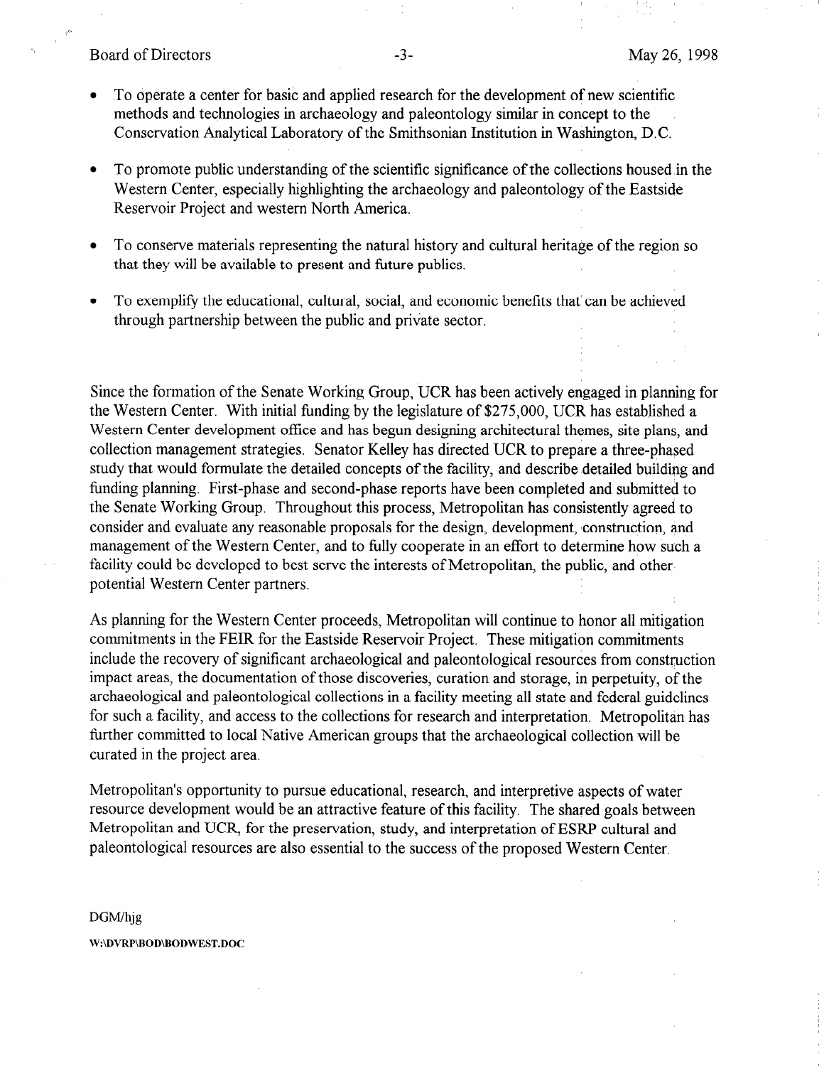- To operate a center for basic and applied research for the development of new scientific methods and technologies in archaeology and paleontology similar in concept to the Conservation Analytical Laboratory of the Smithsonian Institution in Washington, D.C.

- To promote public understanding of the scientific significance of the collections housed in the Western Center, especially highlighting the archaeology and paleontology of the Eastside Reservoir Project and western North America.

- To conserve materials representing the natural history and cultural heritage of the region so that they will be available to present and future publics.

- To exemplify the educational, cultural, social, and economic benefits that can be achieved through partnership between the public and private sector.

Since the formation of the Senate Working Group, UCR has been actively engaged in planning for the Western Center. With initial funding by the legislature of $275,000, UCR has established a Western Center development office and has begun designing architectural themes, site plans, and collection management strategies. Senator Kelley has directed UCR to prepare a three-phased study that would formulate the detailed concepts of the facility, and describe detailed building and funding planning. First-phase and second-phase reports have been completed and submitted to the Senate Working Group. Throughout this process, Metropolitan has consistently agreed to consider and evaluate any reasonable proposals for the design, development, construction, and management of the Western Center, and to fully cooperate in an effort to determine how such a facility could be developed to best serve the interests of Metropolitan, the public, and other potential Western Center partners.

As planning for the Western Center proceeds, Metropolitan will continue to honor all mitigation commitments in the FEIR for the Eastside Reservoir Project. These mitigation commitments include the recovery of significant archaeological and paleontological resources from construction impact areas, the documentation of those discoveries, curation and storage, in perpetuity, of the archaeological and paleontological collections in a facility meeting all state and federal guidelines for such a facility, and access to the collections for research and interpretation. Metropolitan has further committed to local Native American groups that the archaeological collection will be curated in the project area.

Metropolitan's opportunity to pursue educational, research, and interpretive aspects of water resource development would be an attractive feature of this facility. The shared goals between Metropolitan and UCR, for the preservation, study, and interpretation of ESRP cultural and paleontological resources are also essential to the success of the proposed Western Center.

DGM/hjg

W:\DVRP\BOD\BODWEST.DOC